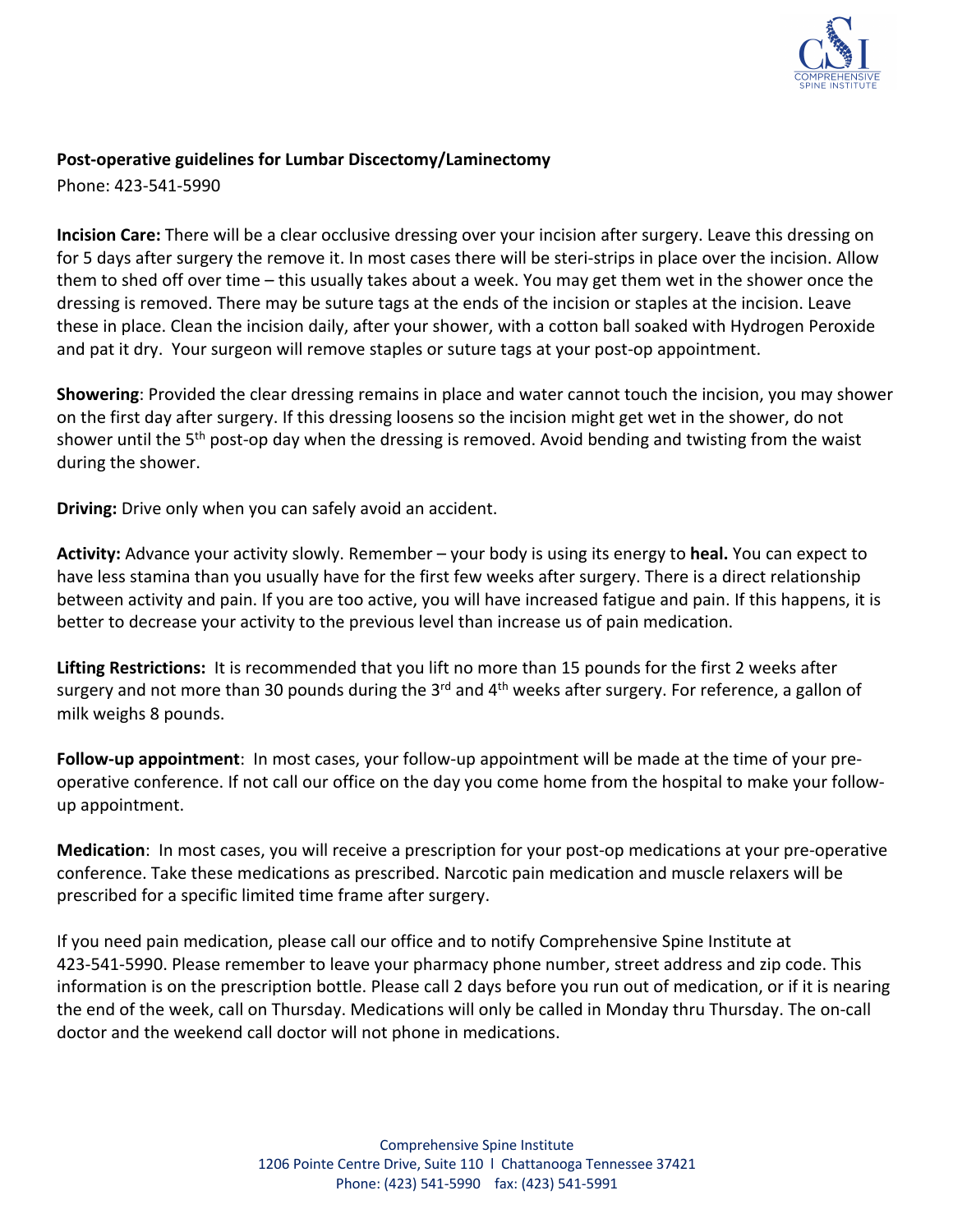**Post-operative guidelines for Lumbar Discectomy/Laminectomy**

Phone: 423-541-5990

**Incision Care:** There will be a clear occlusive dressing over your incision after surgery. Leave this dressing on for 5 days after surgery the remove it. In most cases there will be steri-strips in place over the incision. Allow them to shed off over time – this usually takes about a week. You may get them wet in the shower once the dressing is removed. There may be suture tags at the ends of the incision or staples at the incision. Leave these in place. Clean the incision daily, after your shower, with a cotton ball soaked with Hydrogen Peroxide and pat it dry. Your surgeon will remove staples or suture tags at your post-op appointment.

**Showering**: Provided the clear dressing remains in place and water cannot touch the incision, you may shower on the first day after surgery. If this dressing loosens so the incision might get wet in the shower, do not shower until the 5th post-op day when the dressing is removed. Avoid bending and twisting from the waist during the shower.

**Driving:** Drive only when you can safely avoid an accident.

**Activity:** Advance your activity slowly. Remember – your body is using its energy to **heal.** You can expect to have less stamina than you usually have for the first few weeks after surgery. There is a direct relationship between activity and pain. If you are too active, you will have increased fatigue and pain. If this happens, it is better to decrease your activity to the previous level than increase us of pain medication.

**Lifting Restrictions:** It is recommended that you lift no more than 15 pounds for the first 2 weeks after surgery and not more than 30 pounds during the 3rd and 4th weeks after surgery. For reference, a gallon of milk weighs 8 pounds.

**Follow-up appointment**: In most cases, your follow-up appointment will be made at the time of your pre-operative conference. If not call our office on the day you come home from the hospital to make your follow-up appointment.

**Medication**: In most cases, you will receive a prescription for your post-op medications at your pre-operative conference. Take these medications as prescribed. Narcotic pain medication and muscle relaxers will be prescribed for a specific limited time frame after surgery.

If you need pain medication, please call our office and to notify Comprehensive Spine Institute at 423-541-5990. Please remember to leave your pharmacy phone number, street address and zip code. This information is on the prescription bottle. Please call 2 days before you run out of medication, or if it is nearing the end of the week, call on Thursday. Medications will only be called in Monday thru Thursday. The on-call doctor and the weekend call doctor will not phone in medications.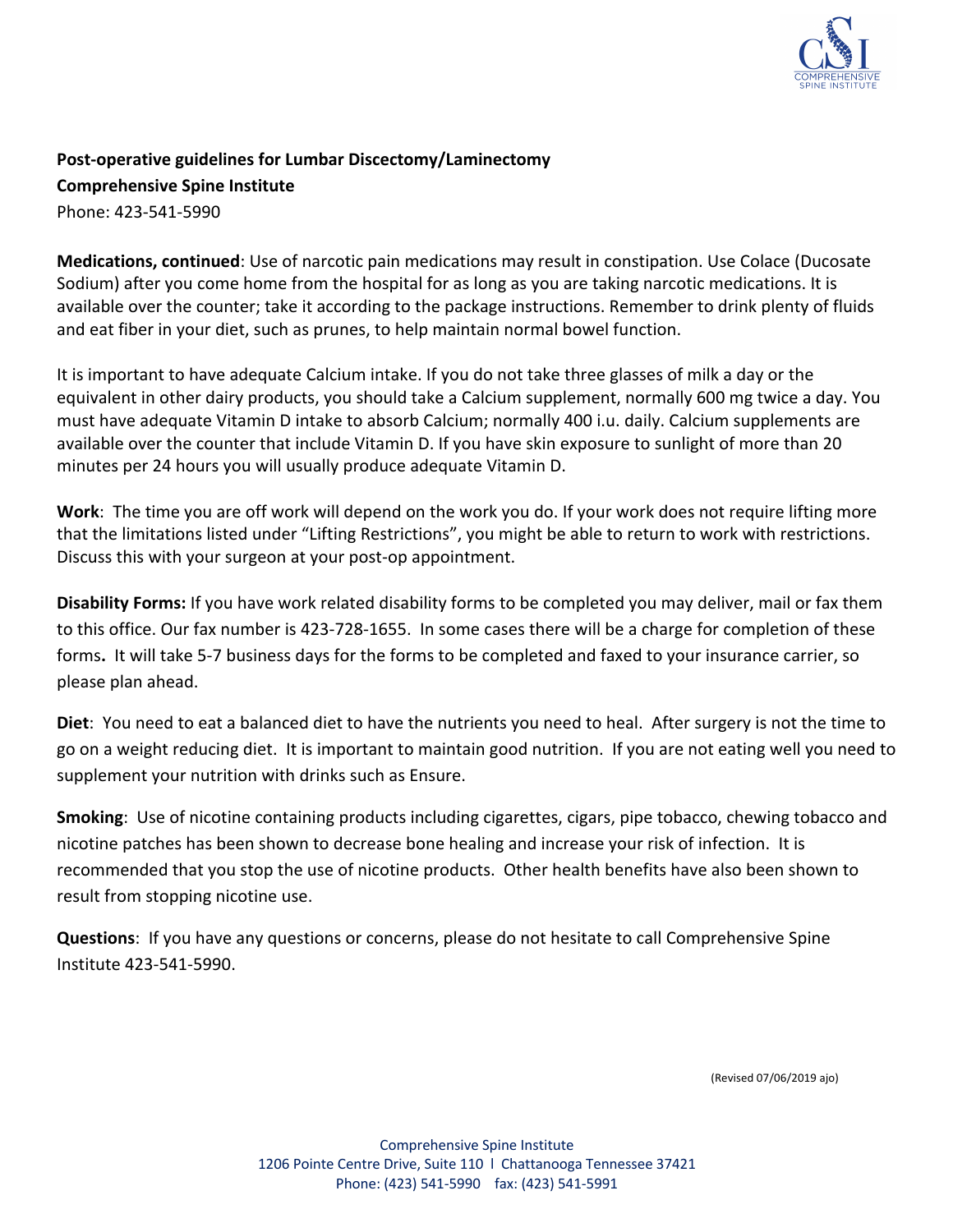**Post-operative guidelines for Lumbar Discectomy/Laminectomy**

**Comprehensive Spine Institute**

Phone: 423-541-5990

**Medications, continued**: Use of narcotic pain medications may result in constipation. Use Colace (Ducosate Sodium) after you come home from the hospital for as long as you are taking narcotic medications. It is available over the counter; take it according to the package instructions. Remember to drink plenty of fluids and eat fiber in your diet, such as prunes, to help maintain normal bowel function.

It is important to have adequate Calcium intake. If you do not take three glasses of milk a day or the equivalent in other dairy products, you should take a Calcium supplement, normally 600 mg twice a day. You must have adequate Vitamin D intake to absorb Calcium; normally 400 i.u. daily. Calcium supplements are available over the counter that include Vitamin D. If you have skin exposure to sunlight of more than 20 minutes per 24 hours you will usually produce adequate Vitamin D.

**Work**: The time you are off work will depend on the work you do. If your work does not require lifting more that the limitations listed under "Lifting Restrictions", you might be able to return to work with restrictions. Discuss this with your surgeon at your post-op appointment.

**Disability Forms:** If you have work related disability forms to be completed you may deliver, mail or fax them to this office. Our fax number is 423-728-1655. In some cases there will be a charge for completion of these forms**.** It will take 5-7 business days for the forms to be completed and faxed to your insurance carrier, so please plan ahead.

**Diet**: You need to eat a balanced diet to have the nutrients you need to heal. After surgery is not the time to go on a weight reducing diet. It is important to maintain good nutrition. If you are not eating well you need to supplement your nutrition with drinks such as Ensure.

**Smoking**: Use of nicotine containing products including cigarettes, cigars, pipe tobacco, chewing tobacco and nicotine patches has been shown to decrease bone healing and increase your risk of infection. It is recommended that you stop the use of nicotine products. Other health benefits have also been shown to result from stopping nicotine use.

**Questions**: If you have any questions or concerns, please do not hesitate to call Comprehensive Spine Institute 423-541-5990.

(Revised 07/06/2019 ajo)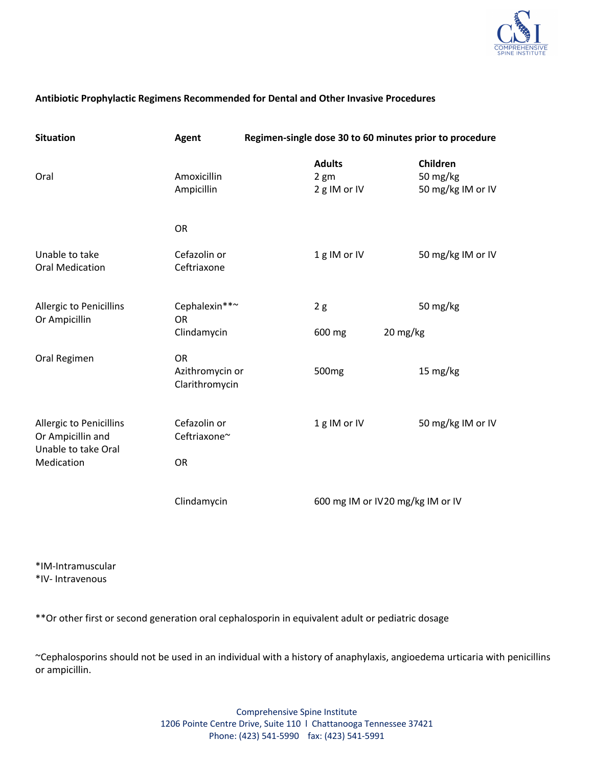**Antibiotic Prophylactic Regimens Recommended for Dental and Other Invasive Procedures**

| Situation | Agent | Regimen-single dose 30 to 60 minutes prior to procedure | |
|---|---|---|---|
| | | **Adults** | **Children** |
| Oral | Amoxicillin<br>Ampicillin | 2 gm<br>2 g IM or IV | 50 mg/kg<br>50 mg/kg IM or IV |
| | OR | | |
| Unable to take Oral Medication | Cefazolin or Ceftriaxone | 1 g IM or IV | 50 mg/kg IM or IV |
| Allergic to Penicillins Or Ampicillin | Cephalexin**~ | 2 g | 50 mg/kg |
| | OR<br>Clindamycin | 600 mg | 20 mg/kg |
| Oral Regimen | OR<br>Azithromycin or Clarithromycin | 500mg | 15 mg/kg |
| Allergic to Penicillins Or Ampicillin and Unable to take Oral Medication | Cefazolin or Ceftriaxone~ | 1 g IM or IV | 50 mg/kg IM or IV |
| | OR | | |
| | Clindamycin | 600 mg IM or IV | 20 mg/kg IM or IV |

*IM-Intramuscular
*IV- Intravenous

**Or other first or second generation oral cephalosporin in equivalent adult or pediatric dosage

~Cephalosporins should not be used in an individual with a history of anaphylaxis, angioedema urticaria with penicillins or ampicillin.

Comprehensive Spine Institute
1206 Pointe Centre Drive, Suite 110 l Chattanooga Tennessee 37421
Phone: (423) 541-5990 fax: (423) 541-5991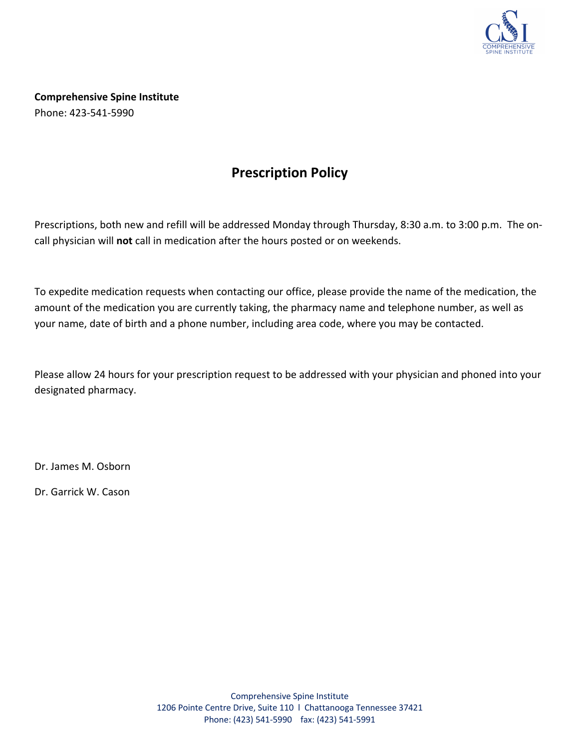**Comprehensive Spine Institute**
Phone: 423-541-5990

# Prescription Policy

Prescriptions, both new and refill will be addressed Monday through Thursday, 8:30 a.m. to 3:00 p.m. The on-call physician will **not** call in medication after the hours posted or on weekends.

To expedite medication requests when contacting our office, please provide the name of the medication, the amount of the medication you are currently taking, the pharmacy name and telephone number, as well as your name, date of birth and a phone number, including area code, where you may be contacted.

Please allow 24 hours for your prescription request to be addressed with your physician and phoned into your designated pharmacy.

Dr. James M. Osborn

Dr. Garrick W. Cason

Comprehensive Spine Institute
1206 Pointe Centre Drive, Suite 110 l Chattanooga Tennessee 37421
Phone: (423) 541-5990 fax: (423) 541-5991